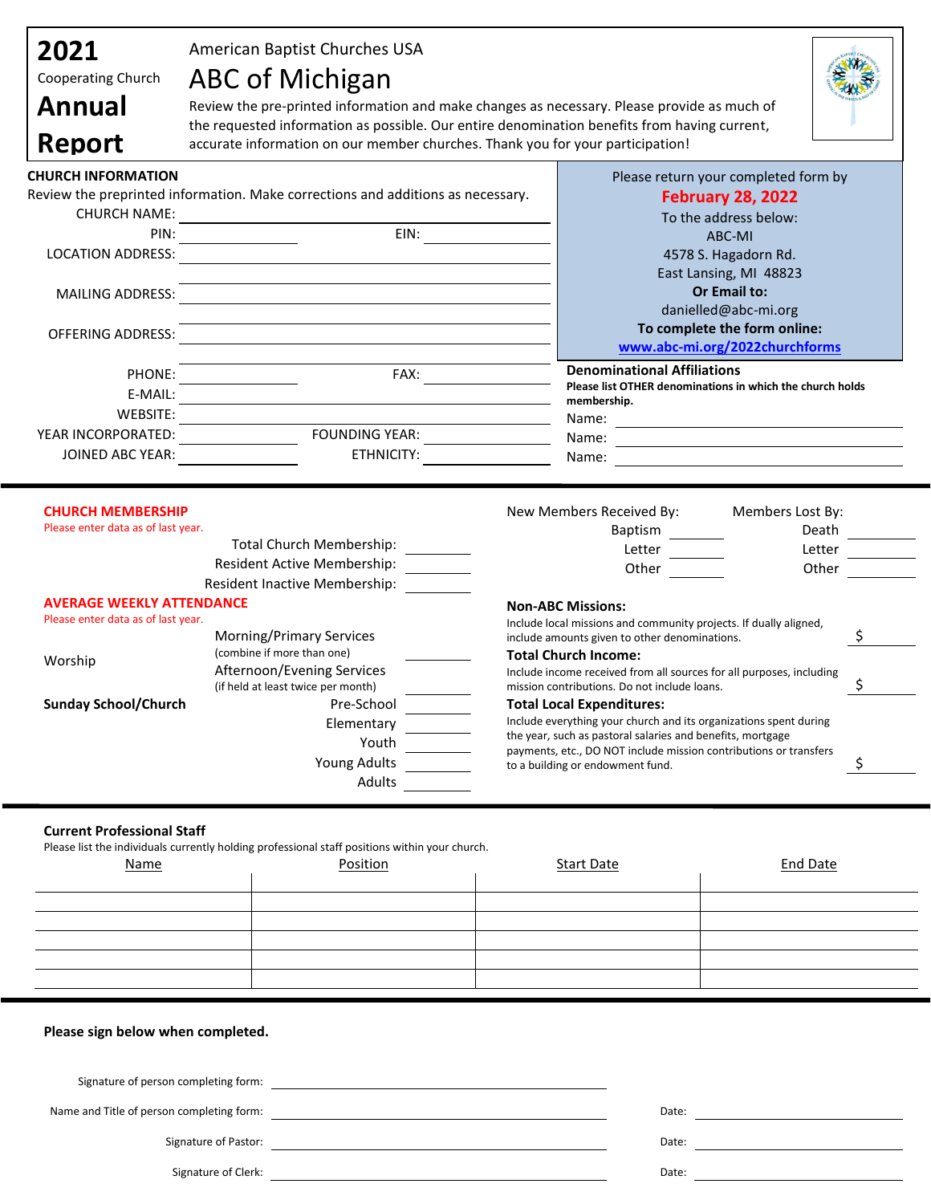# 2021 Cooperating Church Annual Report

American Baptist Churches USA

## ABC of Michigan

Review the pre-printed information and make changes as necessary. Please provide as much of the requested information as possible. Our entire denomination benefits from having current, accurate information on our member churches. Thank you for your participation!

### CHURCH INFORMATION

Review the preprinted information. Make corrections and additions as necessary.

CHURCH NAME: ______________________

PIN: ____________ EIN: ____________

LOCATION ADDRESS: ______________________

MAILING ADDRESS: ______________________

OFFERING ADDRESS: ______________________

PHONE: ____________ FAX: ____________

E-MAIL: ______________________

WEBSITE: ______________________

YEAR INCORPORATED: ____________ FOUNDING YEAR: ____________

JOINED ABC YEAR: ____________ ETHNICITY: ____________

Please return your completed form by **February 28, 2022**

To the address below:
ABC-MI
4578 S. Hagadorn Rd.
East Lansing, MI 48823

**Or Email to:**
danielled@abc-mi.org

**To complete the form online:**
www.abc-mi.org/2022churchforms

### Denominational Affiliations

**Please list OTHER denominations in which the church holds membership.**

Name: ______________________

Name: ______________________

Name: ______________________

### CHURCH MEMBERSHIP

Please enter data as of last year.

Total Church Membership: ________

Resident Active Membership: ________

Resident Inactive Membership: ________

| New Members Received By: | | Members Lost By: | |
|---|---|---|---|
| Baptism | ________ | Death | ________ |
| Letter | ________ | Letter | ________ |
| Other | ________ | Other | ________ |

### AVERAGE WEEKLY ATTENDANCE

Please enter data as of last year.

Worship
- Morning/Primary Services (combine if more than one) ________
- Afternoon/Evening Services (if held at least twice per month) ________

**Sunday School/Church**
- Pre-School ________
- Elementary ________
- Youth ________
- Young Adults ________
- Adults ________

**Non-ABC Missions:**
Include local missions and community projects. If dually aligned, include amounts given to other denominations. $ ________

**Total Church Income:**
Include income received from all sources for all purposes, including mission contributions. Do not include loans. $ ________

**Total Local Expenditures:**
Include everything your church and its organizations spent during the year, such as pastoral salaries and benefits, mortgage payments, etc., DO NOT include mission contributions or transfers to a building or endowment fund. $ ________

### Current Professional Staff

Please list the individuals currently holding professional staff positions within your church.

| Name | Position | Start Date | End Date |
|---|---|---|---|
| | | | |
| | | | |
| | | | |
| | | | |
| | | | |

**Please sign below when completed.**

Signature of person completing form: ______________________

Name and Title of person completing form: ______________________ Date: ____________

Signature of Pastor: ______________________ Date: ____________

Signature of Clerk: ______________________ Date: ____________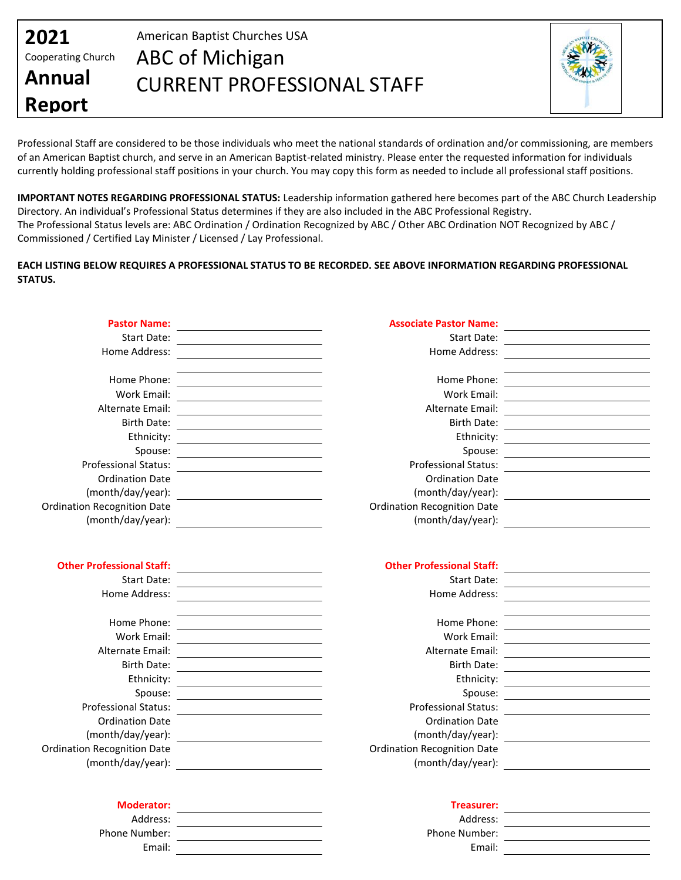# 2021 Cooperating Church Annual Report

American Baptist Churches USA

## ABC of Michigan

## CURRENT PROFESSIONAL STAFF

Professional Staff are considered to be those individuals who meet the national standards of ordination and/or commissioning, are members of an American Baptist church, and serve in an American Baptist-related ministry. Please enter the requested information for individuals currently holding professional staff positions in your church. You may copy this form as needed to include all professional staff positions.

**IMPORTANT NOTES REGARDING PROFESSIONAL STATUS:** Leadership information gathered here becomes part of the ABC Church Leadership Directory. An individual's Professional Status determines if they are also included in the ABC Professional Registry.
The Professional Status levels are: ABC Ordination / Ordination Recognized by ABC / Other ABC Ordination NOT Recognized by ABC / Commissioned / Certified Lay Minister / Licensed / Lay Professional.

**EACH LISTING BELOW REQUIRES A PROFESSIONAL STATUS TO BE RECORDED. SEE ABOVE INFORMATION REGARDING PROFESSIONAL STATUS.**

**Pastor Name:** ____________________
Start Date: ____________________
Home Address: ____________________
____________________
Home Phone: ____________________
Work Email: ____________________
Alternate Email: ____________________
Birth Date: ____________________
Ethnicity: ____________________
Spouse: ____________________
Professional Status: ____________________
Ordination Date (month/day/year): ____________________
Ordination Recognition Date (month/day/year): ____________________

**Associate Pastor Name:** ____________________
Start Date: ____________________
Home Address: ____________________
____________________
Home Phone: ____________________
Work Email: ____________________
Alternate Email: ____________________
Birth Date: ____________________
Ethnicity: ____________________
Spouse: ____________________
Professional Status: ____________________
Ordination Date (month/day/year): ____________________
Ordination Recognition Date (month/day/year): ____________________

**Other Professional Staff:** ____________________
Start Date: ____________________
Home Address: ____________________
____________________
Home Phone: ____________________
Work Email: ____________________
Alternate Email: ____________________
Birth Date: ____________________
Ethnicity: ____________________
Spouse: ____________________
Professional Status: ____________________
Ordination Date (month/day/year): ____________________
Ordination Recognition Date (month/day/year): ____________________

**Other Professional Staff:** ____________________
Start Date: ____________________
Home Address: ____________________
____________________
Home Phone: ____________________
Work Email: ____________________
Alternate Email: ____________________
Birth Date: ____________________
Ethnicity: ____________________
Spouse: ____________________
Professional Status: ____________________
Ordination Date (month/day/year): ____________________
Ordination Recognition Date (month/day/year): ____________________

**Moderator:** ____________________
Address: ____________________
Phone Number: ____________________
Email: ____________________

**Treasurer:** ____________________
Address: ____________________
Phone Number: ____________________
Email: ____________________